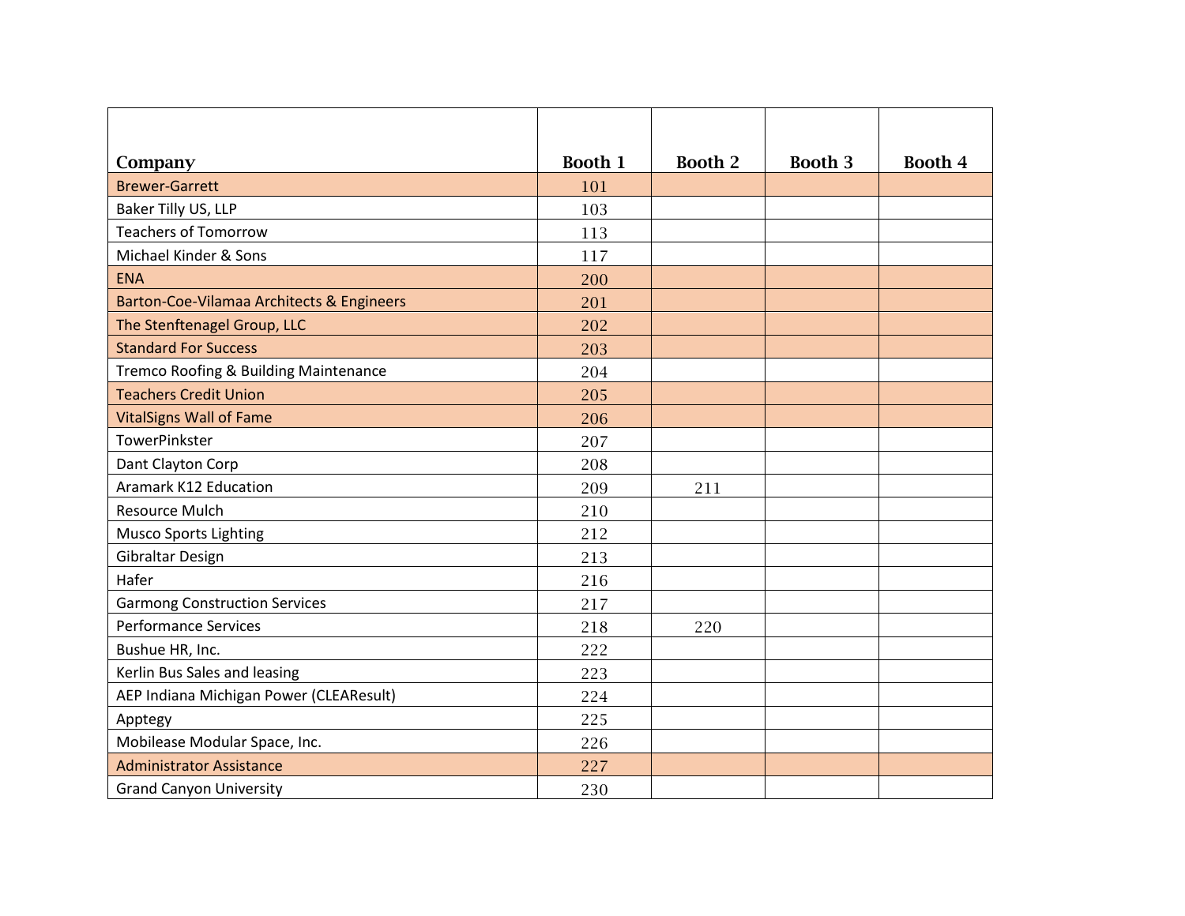| Company | Booth 1 | Booth 2 | Booth 3 | Booth 4 |
|---|---|---|---|---|
| Brewer-Garrett | 101 | | | |
| Baker Tilly US, LLP | 103 | | | |
| Teachers of Tomorrow | 113 | | | |
| Michael Kinder & Sons | 117 | | | |
| ENA | 200 | | | |
| Barton-Coe-Vilamaa Architects & Engineers | 201 | | | |
| The Stenftenagel Group, LLC | 202 | | | |
| Standard For Success | 203 | | | |
| Tremco Roofing & Building Maintenance | 204 | | | |
| Teachers Credit Union | 205 | | | |
| VitalSigns Wall of Fame | 206 | | | |
| TowerPinkster | 207 | | | |
| Dant Clayton Corp | 208 | | | |
| Aramark K12 Education | 209 | 211 | | |
| Resource Mulch | 210 | | | |
| Musco Sports Lighting | 212 | | | |
| Gibraltar Design | 213 | | | |
| Hafer | 216 | | | |
| Garmong Construction Services | 217 | | | |
| Performance Services | 218 | 220 | | |
| Bushue HR, Inc. | 222 | | | |
| Kerlin Bus Sales and leasing | 223 | | | |
| AEP Indiana Michigan Power (CLEAResult) | 224 | | | |
| Apptegy | 225 | | | |
| Mobilease Modular Space, Inc. | 226 | | | |
| Administrator Assistance | 227 | | | |
| Grand Canyon University | 230 | | | |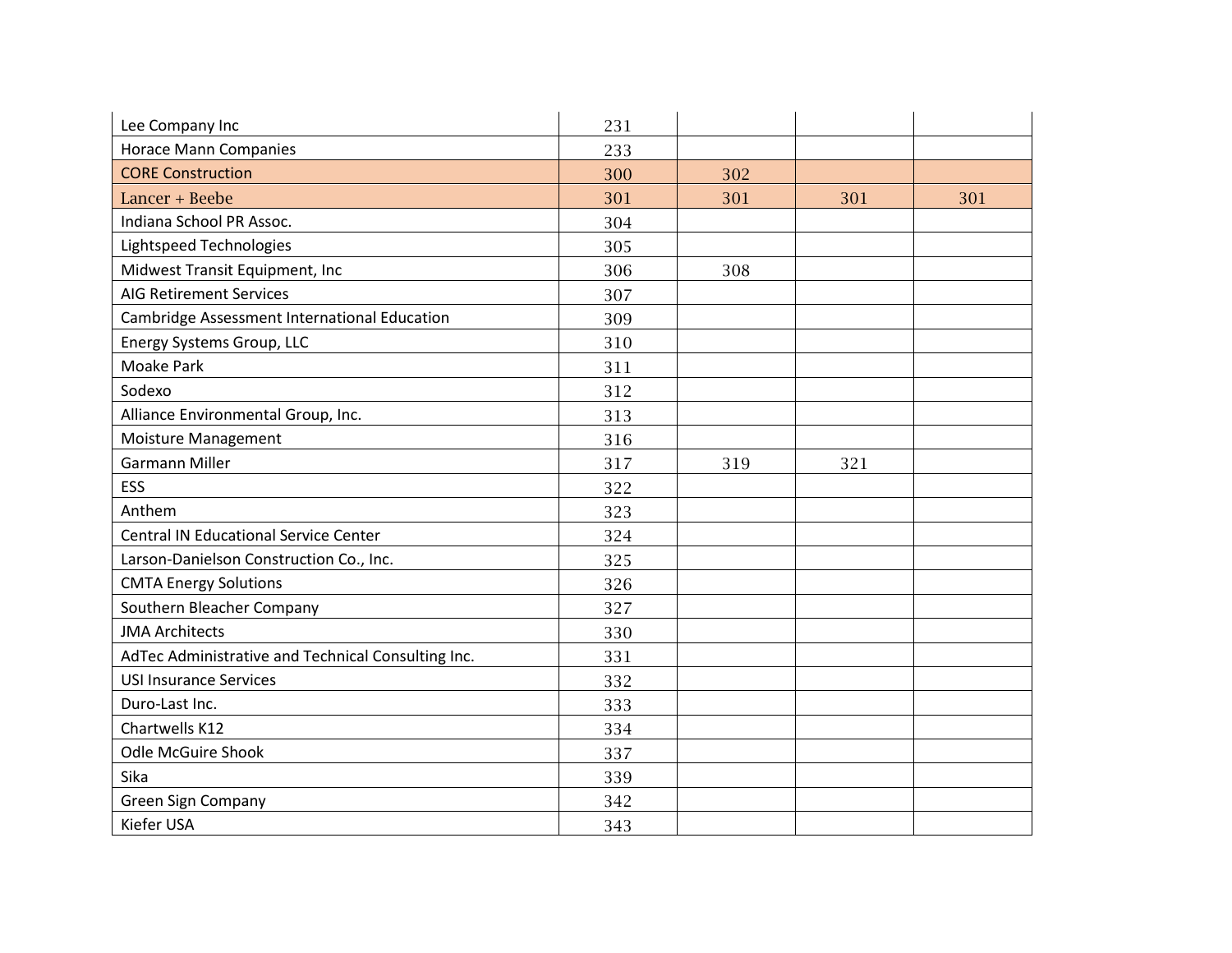| | | | | |
|---|---|---|---|---|
| Lee Company Inc | 231 | | | |
| Horace Mann Companies | 233 | | | |
| CORE Construction | 300 | 302 | | |
| Lancer + Beebe | 301 | 301 | 301 | 301 |
| Indiana School PR Assoc. | 304 | | | |
| Lightspeed Technologies | 305 | | | |
| Midwest Transit Equipment, Inc | 306 | 308 | | |
| AIG Retirement Services | 307 | | | |
| Cambridge Assessment International Education | 309 | | | |
| Energy Systems Group, LLC | 310 | | | |
| Moake Park | 311 | | | |
| Sodexo | 312 | | | |
| Alliance Environmental Group, Inc. | 313 | | | |
| Moisture Management | 316 | | | |
| Garmann Miller | 317 | 319 | 321 | |
| ESS | 322 | | | |
| Anthem | 323 | | | |
| Central IN Educational Service Center | 324 | | | |
| Larson-Danielson Construction Co., Inc. | 325 | | | |
| CMTA Energy Solutions | 326 | | | |
| Southern Bleacher Company | 327 | | | |
| JMA Architects | 330 | | | |
| AdTec Administrative and Technical Consulting Inc. | 331 | | | |
| USI Insurance Services | 332 | | | |
| Duro-Last Inc. | 333 | | | |
| Chartwells K12 | 334 | | | |
| Odle McGuire Shook | 337 | | | |
| Sika | 339 | | | |
| Green Sign Company | 342 | | | |
| Kiefer USA | 343 | | | |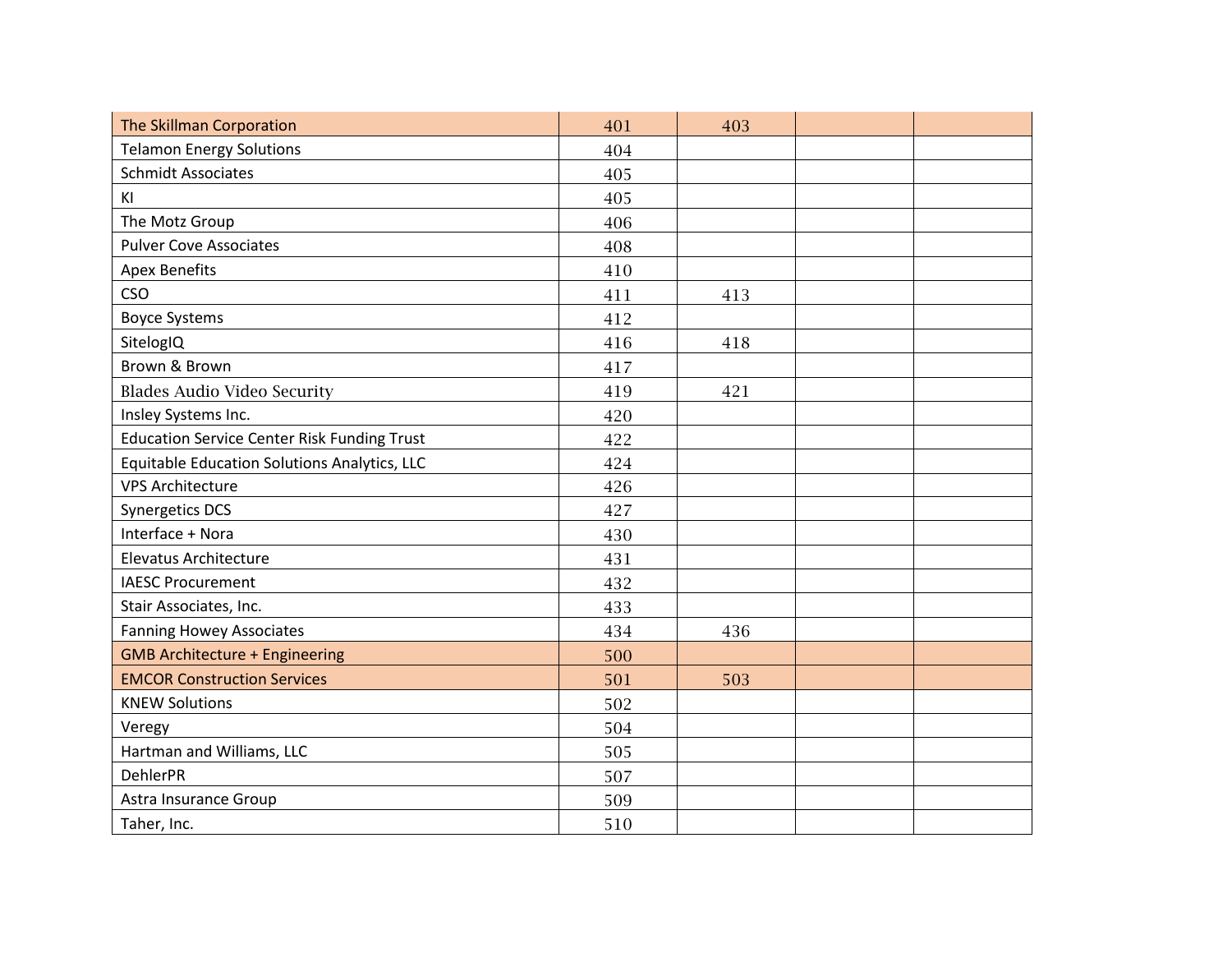| The Skillman Corporation | 401 | 403 | | |
|---|---|---|---|---|
| Telamon Energy Solutions | 404 | | | |
| Schmidt Associates | 405 | | | |
| KI | 405 | | | |
| The Motz Group | 406 | | | |
| Pulver Cove Associates | 408 | | | |
| Apex Benefits | 410 | | | |
| CSO | 411 | 413 | | |
| Boyce Systems | 412 | | | |
| SitelogIQ | 416 | 418 | | |
| Brown & Brown | 417 | | | |
| Blades Audio Video Security | 419 | 421 | | |
| Insley Systems Inc. | 420 | | | |
| Education Service Center Risk Funding Trust | 422 | | | |
| Equitable Education Solutions Analytics, LLC | 424 | | | |
| VPS Architecture | 426 | | | |
| Synergetics DCS | 427 | | | |
| Interface + Nora | 430 | | | |
| Elevatus Architecture | 431 | | | |
| IAESC Procurement | 432 | | | |
| Stair Associates, Inc. | 433 | | | |
| Fanning Howey Associates | 434 | 436 | | |
| GMB Architecture + Engineering | 500 | | | |
| EMCOR Construction Services | 501 | 503 | | |
| KNEW Solutions | 502 | | | |
| Veregy | 504 | | | |
| Hartman and Williams, LLC | 505 | | | |
| DehlerPR | 507 | | | |
| Astra Insurance Group | 509 | | | |
| Taher, Inc. | 510 | | | |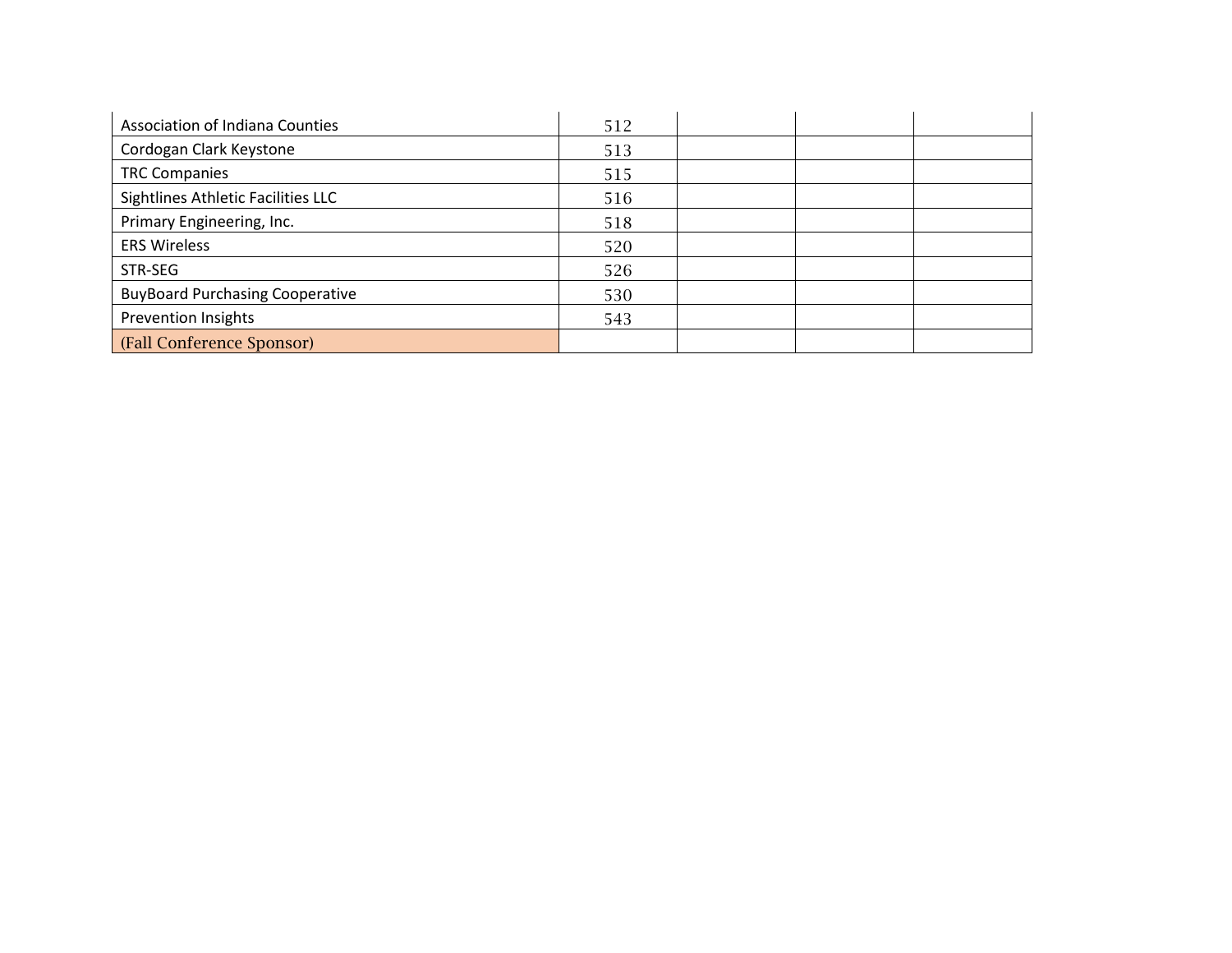| | | | | |
|---|---|---|---|---|
| Association of Indiana Counties | 512 | | | |
| Cordogan Clark Keystone | 513 | | | |
| TRC Companies | 515 | | | |
| Sightlines Athletic Facilities LLC | 516 | | | |
| Primary Engineering, Inc. | 518 | | | |
| ERS Wireless | 520 | | | |
| STR-SEG | 526 | | | |
| BuyBoard Purchasing Cooperative | 530 | | | |
| Prevention Insights | 543 | | | |
| (Fall Conference Sponsor) | | | | |